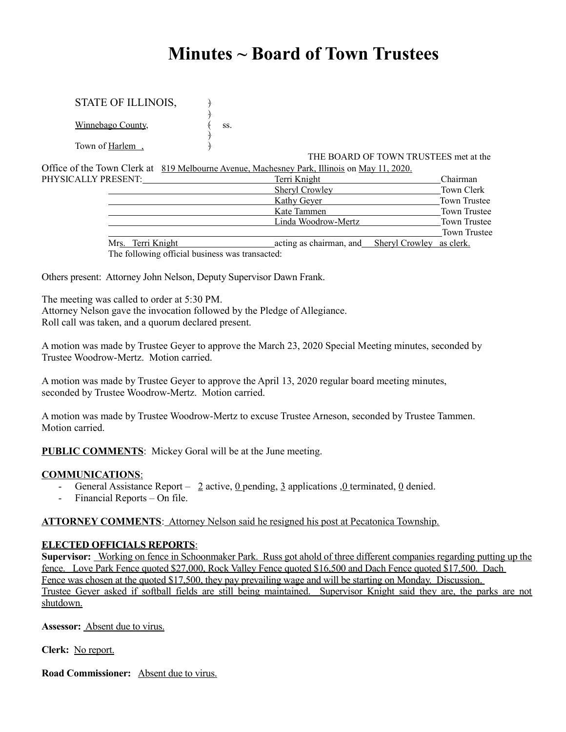# Minutes ~ Board of Town Trustees

STATE OF ILLINOIS, )
)
Winnebago County, ( ss.
)
Town of Harlem , )

THE BOARD OF TOWN TRUSTEES met at the Office of the Town Clerk at 819 Melbourne Avenue, Machesney Park, Illinois on May 11, 2020.

| PHYSICALLY PRESENT: | | |
|---|---|---|
| | Terri Knight | Chairman |
| | Sheryl Crowley | Town Clerk |
| | Kathy Geyer | Town Trustee |
| | Kate Tammen | Town Trustee |
| | Linda Woodrow-Mertz | Town Trustee |
| | | Town Trustee |

Mrs. Terri Knight acting as chairman, and Sheryl Crowley as clerk.
The following official business was transacted:

Others present: Attorney John Nelson, Deputy Supervisor Dawn Frank.

The meeting was called to order at 5:30 PM.
Attorney Nelson gave the invocation followed by the Pledge of Allegiance.
Roll call was taken, and a quorum declared present.

A motion was made by Trustee Geyer to approve the March 23, 2020 Special Meeting minutes, seconded by Trustee Woodrow-Mertz. Motion carried.

A motion was made by Trustee Geyer to approve the April 13, 2020 regular board meeting minutes, seconded by Trustee Woodrow-Mertz. Motion carried.

A motion was made by Trustee Woodrow-Mertz to excuse Trustee Arneson, seconded by Trustee Tammen. Motion carried.

**PUBLIC COMMENTS**: Mickey Goral will be at the June meeting.

**COMMUNICATIONS**:

- General Assistance Report – 2 active, 0 pending, 3 applications ,0 terminated, 0 denied.
- Financial Reports – On file.

**ATTORNEY COMMENTS**: Attorney Nelson said he resigned his post at Pecatonica Township.

**ELECTED OFFICIALS REPORTS**:

**Supervisor:** Working on fence in Schoonmaker Park. Russ got ahold of three different companies regarding putting up the fence. Love Park Fence quoted $27,000, Rock Valley Fence quoted $16,500 and Dach Fence quoted $17,500. Dach Fence was chosen at the quoted $17,500, they pay prevailing wage and will be starting on Monday. Discussion. Trustee Geyer asked if softball fields are still being maintained. Supervisor Knight said they are, the parks are not shutdown.

**Assessor:** Absent due to virus.

**Clerk:** No report.

**Road Commissioner:** Absent due to virus.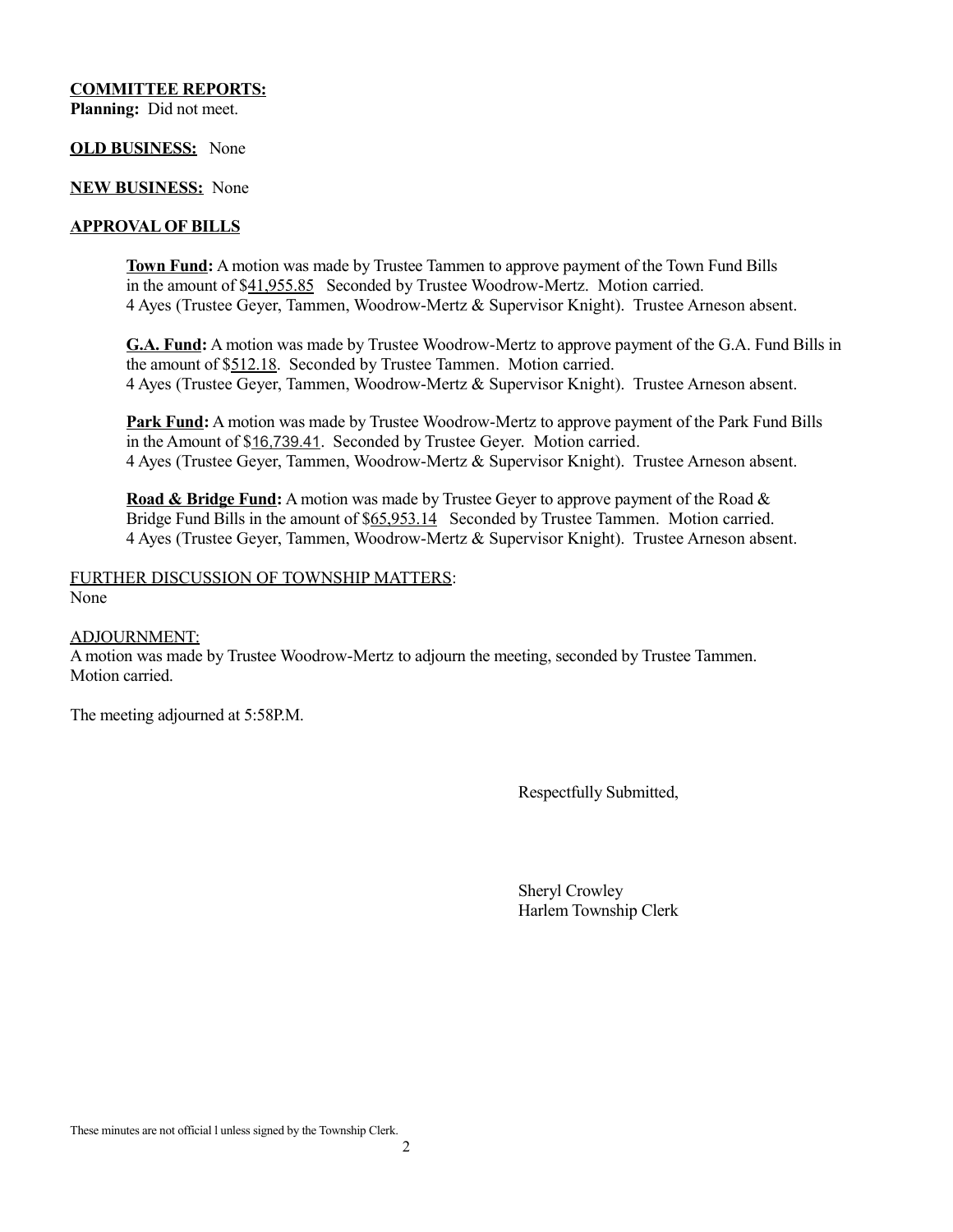**COMMITTEE REPORTS:**

**Planning:** Did not meet.

**OLD BUSINESS:** None

**NEW BUSINESS:** None

**APPROVAL OF BILLS**

**Town Fund:** A motion was made by Trustee Tammen to approve payment of the Town Fund Bills in the amount of $41,955.85 Seconded by Trustee Woodrow-Mertz. Motion carried.
4 Ayes (Trustee Geyer, Tammen, Woodrow-Mertz & Supervisor Knight). Trustee Arneson absent.

**G.A. Fund:** A motion was made by Trustee Woodrow-Mertz to approve payment of the G.A. Fund Bills in the amount of $512.18. Seconded by Trustee Tammen. Motion carried.
4 Ayes (Trustee Geyer, Tammen, Woodrow-Mertz & Supervisor Knight). Trustee Arneson absent.

**Park Fund:** A motion was made by Trustee Woodrow-Mertz to approve payment of the Park Fund Bills in the Amount of $16,739.41. Seconded by Trustee Geyer. Motion carried.
4 Ayes (Trustee Geyer, Tammen, Woodrow-Mertz & Supervisor Knight). Trustee Arneson absent.

**Road & Bridge Fund:** A motion was made by Trustee Geyer to approve payment of the Road & Bridge Fund Bills in the amount of $65,953.14 Seconded by Trustee Tammen. Motion carried.
4 Ayes (Trustee Geyer, Tammen, Woodrow-Mertz & Supervisor Knight). Trustee Arneson absent.

FURTHER DISCUSSION OF TOWNSHIP MATTERS:
None

ADJOURNMENT:
A motion was made by Trustee Woodrow-Mertz to adjourn the meeting, seconded by Trustee Tammen. Motion carried.

The meeting adjourned at 5:58P.M.

Respectfully Submitted,

Sheryl Crowley
Harlem Township Clerk

These minutes are not official l unless signed by the Township Clerk.